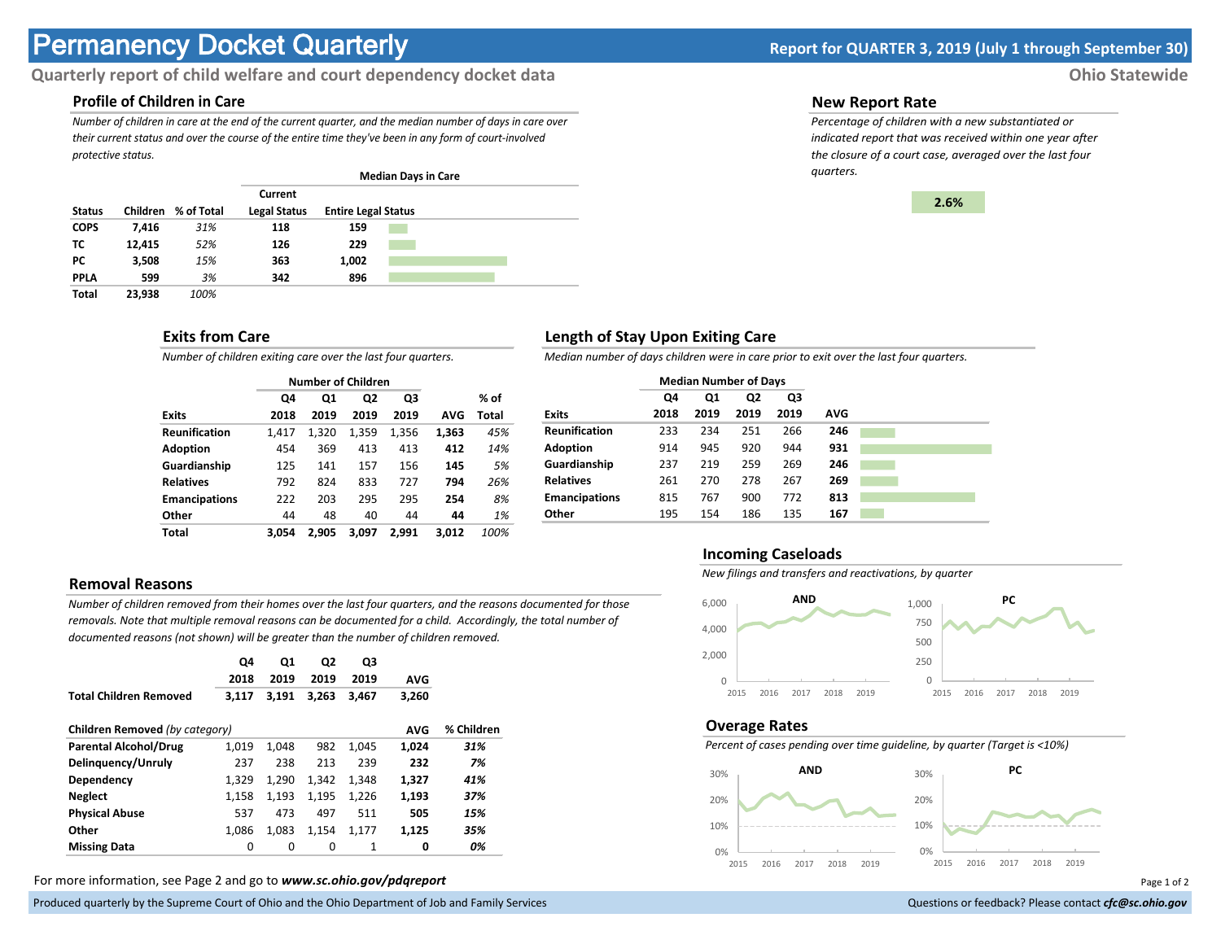# Permanency Docket Quarterly

**Report for QUARTER 3, 2019 (July 1 through September 30)**

## Quarterly report of child welfare and court dependency docket data

**Ohio Statewide**

### Profile of Children in Care

*Number of children in care at the end of the current quarter, and the median number of days in care over their current status and over the course of the entire time they've been in any form of court-involved protective status.*

| | | | Median Days in Care | |
|---|---|---|---|---|
| **Status** | **Children** | **% of Total** | **Current Legal Status** | **Entire Legal Status** |
| **COPS** | **7,416** | *31%* | **118** | **159** |
| **TC** | **12,415** | *52%* | **126** | **229** |
| **PC** | **3,508** | *15%* | **363** | **1,002** |
| **PPLA** | **599** | *3%* | **342** | **896** |
| **Total** | **23,938** | *100%* | | |

### New Report Rate

*Percentage of children with a new substantiated or indicated report that was received within one year after the closure of a court case, averaged over the last four quarters.*

**2.6%**

### Exits from Care

*Number of children exiting care over the last four quarters.*

| | Number of Children | | | | | |
|---|---|---|---|---|---|---|
| **Exits** | **Q4 2018** | **Q1 2019** | **Q2 2019** | **Q3 2019** | **AVG** | **% of Total** |
| **Reunification** | 1,417 | 1,320 | 1,359 | 1,356 | **1,363** | *45%* |
| **Adoption** | 454 | 369 | 413 | 413 | **412** | *14%* |
| **Guardianship** | 125 | 141 | 157 | 156 | **145** | *5%* |
| **Relatives** | 792 | 824 | 833 | 727 | **794** | *26%* |
| **Emancipations** | 222 | 203 | 295 | 295 | **254** | *8%* |
| **Other** | 44 | 48 | 40 | 44 | **44** | *1%* |
| **Total** | **3,054** | **2,905** | **3,097** | **2,991** | **3,012** | *100%* |

### Length of Stay Upon Exiting Care

*Median number of days children were in care prior to exit over the last four quarters.*

| | Median Number of Days | | | | |
|---|---|---|---|---|---|
| **Exits** | **Q4 2018** | **Q1 2019** | **Q2 2019** | **Q3 2019** | **AVG** |
| **Reunification** | 233 | 234 | 251 | 266 | **246** |
| **Adoption** | 914 | 945 | 920 | 944 | **931** |
| **Guardianship** | 237 | 219 | 259 | 269 | **246** |
| **Relatives** | 261 | 270 | 278 | 267 | **269** |
| **Emancipations** | 815 | 767 | 900 | 772 | **813** |
| **Other** | 195 | 154 | 186 | 135 | **167** |

### Removal Reasons

*Number of children removed from their homes over the last four quarters, and the reasons documented for those removals. Note that multiple removal reasons can be documented for a child. Accordingly, the total number of documented reasons (not shown) will be greater than the number of children removed.*

| | **Q4 2018** | **Q1 2019** | **Q2 2019** | **Q3 2019** | **AVG** |
|---|---|---|---|---|---|
| **Total Children Removed** | **3,117** | **3,191** | **3,263** | **3,467** | **3,260** |

| **Children Removed** *(by category)* | | | | | **AVG** | **% Children** |
|---|---|---|---|---|---|---|
| **Parental Alcohol/Drug** | 1,019 | 1,048 | 982 | 1,045 | **1,024** | ***31%*** |
| **Delinquency/Unruly** | 237 | 238 | 213 | 239 | **232** | ***7%*** |
| **Dependency** | 1,329 | 1,290 | 1,342 | 1,348 | **1,327** | ***41%*** |
| **Neglect** | 1,158 | 1,193 | 1,195 | 1,226 | **1,193** | ***37%*** |
| **Physical Abuse** | 537 | 473 | 497 | 511 | **505** | ***15%*** |
| **Other** | 1,086 | 1,083 | 1,154 | 1,177 | **1,125** | ***35%*** |
| **Missing Data** | 0 | 0 | 0 | 1 | **0** | ***0%*** |

### Incoming Caseloads

*New filings and transfers and reactivations, by quarter*

### Overage Rates

*Percent of cases pending over time guideline, by quarter (Target is <10%)*

For more information, see Page 2 and go to ***www.sc.ohio.gov/pdqreport***

Produced quarterly by the Supreme Court of Ohio and the Ohio Department of Job and Family Services

Questions or feedback? Please contact ***cfc@sc.ohio.gov***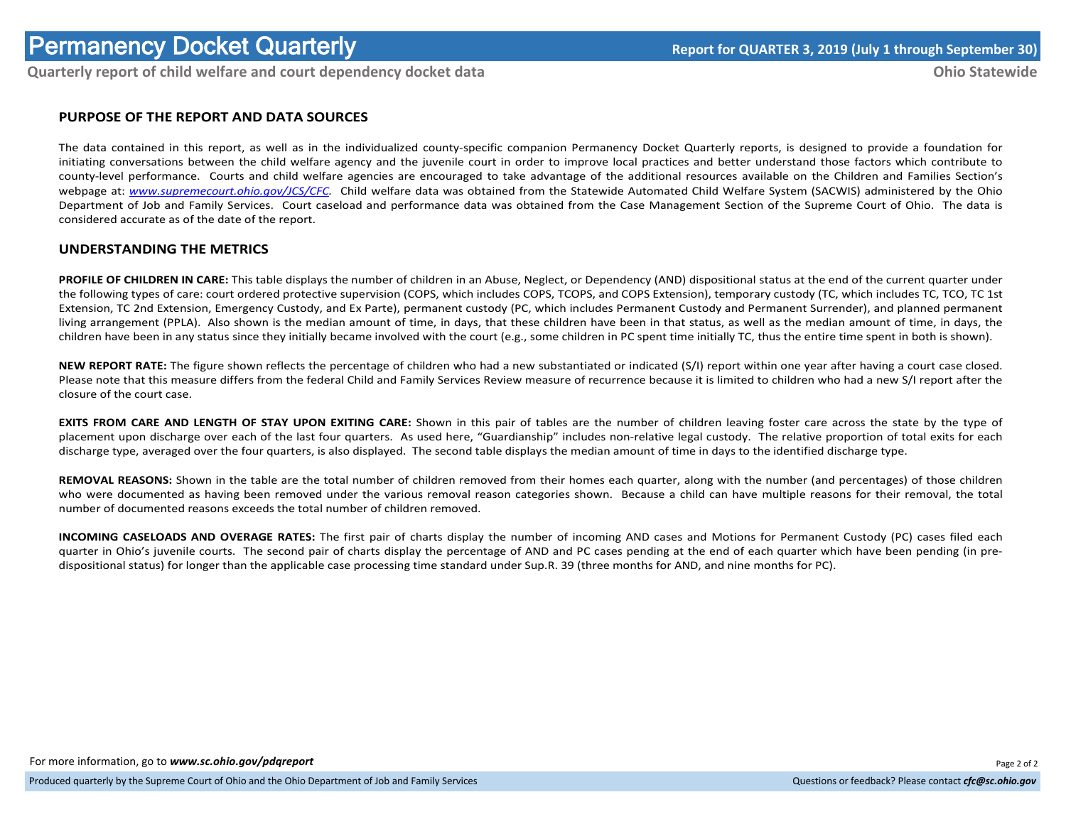# Permanency Docket Quarterly

**Report for QUARTER 3, 2019 (July 1 through September 30)**

**Quarterly report of child welfare and court dependency docket data** — **Ohio Statewide**

## PURPOSE OF THE REPORT AND DATA SOURCES

The data contained in this report, as well as in the individualized county-specific companion Permanency Docket Quarterly reports, is designed to provide a foundation for initiating conversations between the child welfare agency and the juvenile court in order to improve local practices and better understand those factors which contribute to county-level performance. Courts and child welfare agencies are encouraged to take advantage of the additional resources available on the Children and Families Section's webpage at: *www.supremecourt.ohio.gov/JCS/CFC*. Child welfare data was obtained from the Statewide Automated Child Welfare System (SACWIS) administered by the Ohio Department of Job and Family Services. Court caseload and performance data was obtained from the Case Management Section of the Supreme Court of Ohio. The data is considered accurate as of the date of the report.

## UNDERSTANDING THE METRICS

**PROFILE OF CHILDREN IN CARE:** This table displays the number of children in an Abuse, Neglect, or Dependency (AND) dispositional status at the end of the current quarter under the following types of care: court ordered protective supervision (COPS, which includes COPS, TCOPS, and COPS Extension), temporary custody (TC, which includes TC, TCO, TC 1st Extension, TC 2nd Extension, Emergency Custody, and Ex Parte), permanent custody (PC, which includes Permanent Custody and Permanent Surrender), and planned permanent living arrangement (PPLA). Also shown is the median amount of time, in days, that these children have been in that status, as well as the median amount of time, in days, the children have been in any status since they initially became involved with the court (e.g., some children in PC spent time initially TC, thus the entire time spent in both is shown).

**NEW REPORT RATE:** The figure shown reflects the percentage of children who had a new substantiated or indicated (S/I) report within one year after having a court case closed. Please note that this measure differs from the federal Child and Family Services Review measure of recurrence because it is limited to children who had a new S/I report after the closure of the court case.

**EXITS FROM CARE AND LENGTH OF STAY UPON EXITING CARE:** Shown in this pair of tables are the number of children leaving foster care across the state by the type of placement upon discharge over each of the last four quarters. As used here, "Guardianship" includes non-relative legal custody. The relative proportion of total exits for each discharge type, averaged over the four quarters, is also displayed. The second table displays the median amount of time in days to the identified discharge type.

**REMOVAL REASONS:** Shown in the table are the total number of children removed from their homes each quarter, along with the number (and percentages) of those children who were documented as having been removed under the various removal reason categories shown. Because a child can have multiple reasons for their removal, the total number of documented reasons exceeds the total number of children removed.

**INCOMING CASELOADS AND OVERAGE RATES:** The first pair of charts display the number of incoming AND cases and Motions for Permanent Custody (PC) cases filed each quarter in Ohio's juvenile courts. The second pair of charts display the percentage of AND and PC cases pending at the end of each quarter which have been pending (in pre-dispositional status) for longer than the applicable case processing time standard under Sup.R. 39 (three months for AND, and nine months for PC).

For more information, go to ***www.sc.ohio.gov/pdqreport***

Produced quarterly by the Supreme Court of Ohio and the Ohio Department of Job and Family Services

Questions or feedback? Please contact ***cfc@sc.ohio.gov***